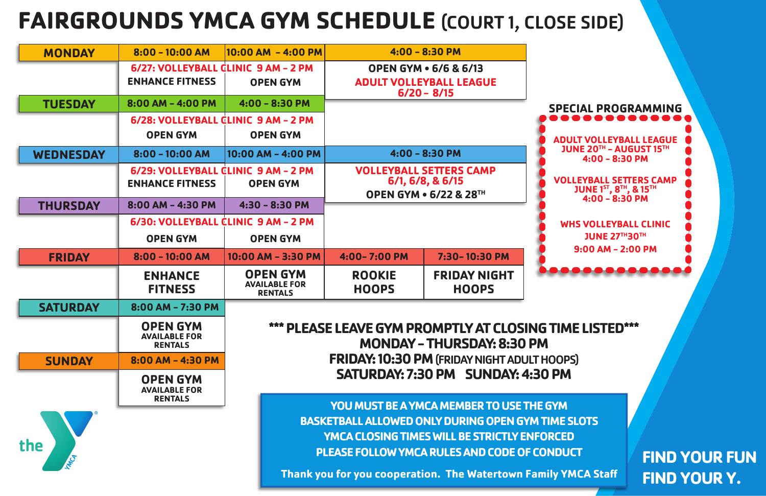# FAIRGROUNDS YMCA GYM SCHEDULE (COURT 1, CLOSE SIDE)

| Day | Time Slot 1 | Time Slot 2 | Time Slot 3 | Time Slot 4 |
|---|---|---|---|---|
| **MONDAY** | 8:00 – 10:00 AM | 10:00 AM – 4:00 PM | 4:00 – 8:30 PM | |
| | 6/27: VOLLEYBALL CLINIC 9 AM – 2 PM<br>ENHANCE FITNESS | OPEN GYM | OPEN GYM • 6/6 & 6/13<br>ADULT VOLLEYBALL LEAGUE 6/20 – 8/15 | |
| **TUESDAY** | 8:00 AM – 4:00 PM | 4:00 – 8:30 PM | | |
| | 6/28: VOLLEYBALL CLINIC 9 AM – 2 PM<br>OPEN GYM | OPEN GYM | | |
| **WEDNESDAY** | 8:00 – 10:00 AM | 10:00 AM – 4:00 PM | 4:00 – 8:30 PM | |
| | 6/29: VOLLEYBALL CLINIC 9 AM – 2 PM<br>ENHANCE FITNESS | OPEN GYM | VOLLEYBALL SETTERS CAMP 6/1, 6/8, & 6/15<br>OPEN GYM • 6/22 & 28TH | |
| **THURSDAY** | 8:00 AM – 4:30 PM | 4:30 – 8:30 PM | | |
| | 6/30: VOLLEYBALL CLINIC 9 AM – 2 PM<br>OPEN GYM | OPEN GYM | | |
| **FRIDAY** | 8:00 – 10:00 AM | 10:00 AM – 3:30 PM | 4:00– 7:00 PM | 7:30– 10:30 PM |
| | ENHANCE FITNESS | OPEN GYM AVAILABLE FOR RENTALS | ROOKIE HOOPS | FRIDAY NIGHT HOOPS |
| **SATURDAY** | 8:00 AM – 7:30 PM | | | |
| | OPEN GYM AVAILABLE FOR RENTALS | | | |
| **SUNDAY** | 8:00 AM – 4:30 PM | | | |
| | OPEN GYM AVAILABLE FOR RENTALS | | | |

## SPECIAL PROGRAMMING

**ADULT VOLLEYBALL LEAGUE**
JUNE 20TH – AUGUST 15TH
4:00 – 8:30 PM

**VOLLEYBALL SETTERS CAMP**
JUNE 1ST, 8TH, & 15TH
4:00 – 8:30 PM

**WHS VOLLEYBALL CLINIC**
JUNE 27TH 30TH
9:00 AM – 2:00 PM

**\*\*\* PLEASE LEAVE GYM PROMPTLY AT CLOSING TIME LISTED \*\*\***

**MONDAY – THURSDAY: 8:30 PM**

**FRIDAY: 10:30 PM** (FRIDAY NIGHT ADULT HOOPS)

**SATURDAY: 7:30 PM SUNDAY: 4:30 PM**

**YOU MUST BE A YMCA MEMBER TO USE THE GYM**
**BASKETBALL ALLOWED ONLY DURING OPEN GYM TIME SLOTS**
**YMCA CLOSING TIMES WILL BE STRICTLY ENFORCED**
**PLEASE FOLLOW YMCA RULES AND CODE OF CONDUCT**

Thank you for you cooperation. The Watertown Family YMCA Staff

**FIND YOUR FUN**
**FIND YOUR Y.**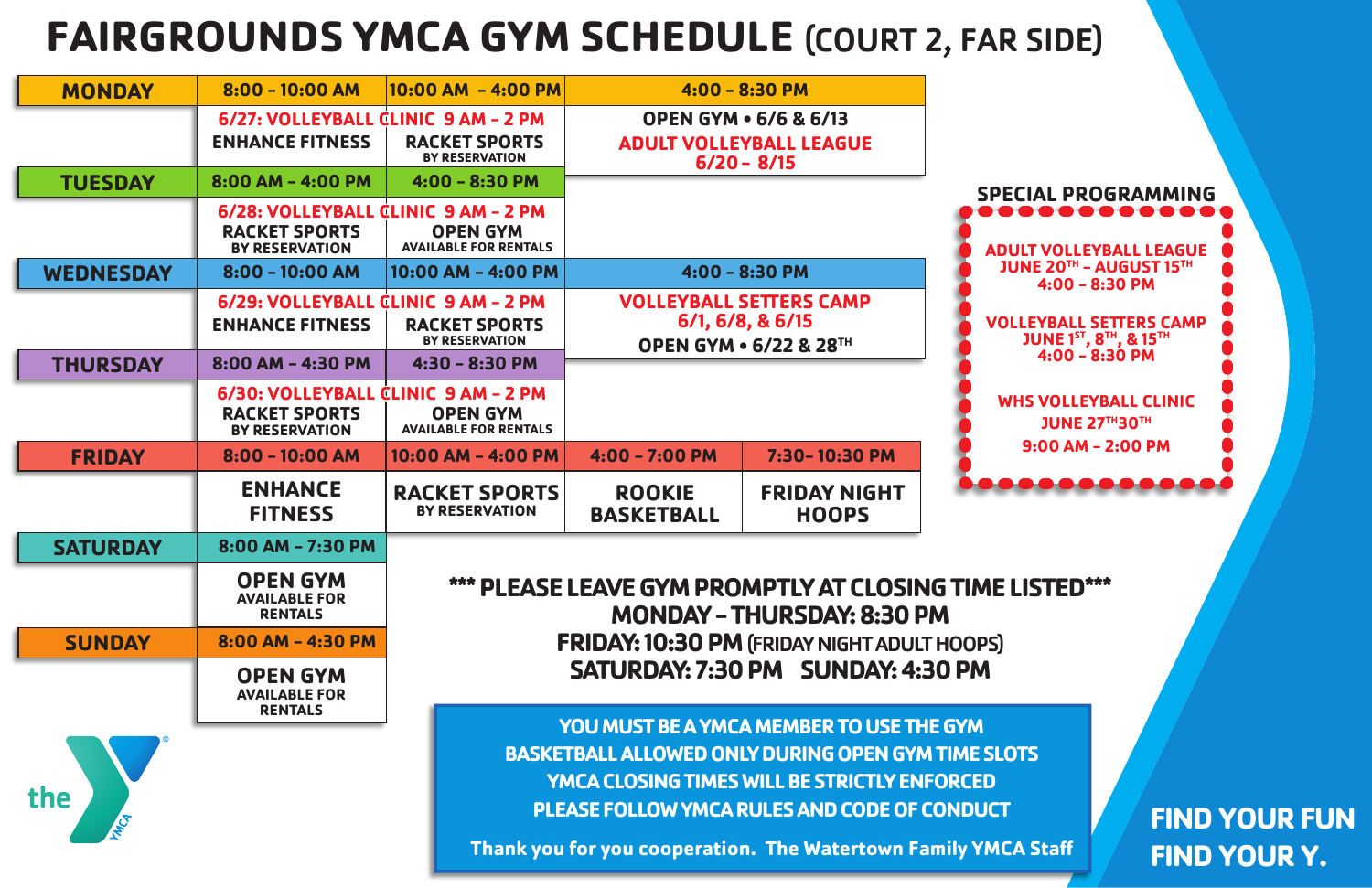# FAIRGROUNDS YMCA GYM SCHEDULE (COURT 2, FAR SIDE)

| | | | | |
|---|---|---|---|---|
| **MONDAY** | 8:00 – 10:00 AM | 10:00 AM – 4:00 PM | 4:00 – 8:30 PM | |
| | 6/27: VOLLEYBALL CLINIC 9 AM – 2 PM<br>ENHANCE FITNESS | RACKET SPORTS BY RESERVATION | OPEN GYM • 6/6 & 6/13<br>ADULT VOLLEYBALL LEAGUE 6/20 – 8/15 | |
| **TUESDAY** | 8:00 AM – 4:00 PM | 4:00 – 8:30 PM | | |
| | 6/28: VOLLEYBALL CLINIC 9 AM – 2 PM<br>RACKET SPORTS BY RESERVATION | OPEN GYM AVAILABLE FOR RENTALS | | |
| **WEDNESDAY** | 8:00 – 10:00 AM | 10:00 AM – 4:00 PM | 4:00 – 8:30 PM | |
| | 6/29: VOLLEYBALL CLINIC 9 AM – 2 PM<br>ENHANCE FITNESS | RACKET SPORTS BY RESERVATION | VOLLEYBALL SETTERS CAMP 6/1, 6/8, & 6/15<br>OPEN GYM • 6/22 & 28TH | |
| **THURSDAY** | 8:00 AM – 4:30 PM | 4:30 – 8:30 PM | | |
| | 6/30: VOLLEYBALL CLINIC 9 AM – 2 PM<br>RACKET SPORTS BY RESERVATION | OPEN GYM AVAILABLE FOR RENTALS | | |
| **FRIDAY** | 8:00 – 10:00 AM | 10:00 AM – 4:00 PM | 4:00 – 7:00 PM | 7:30 – 10:30 PM |
| | ENHANCE FITNESS | RACKET SPORTS BY RESERVATION | ROOKIE BASKETBALL | FRIDAY NIGHT HOOPS |
| **SATURDAY** | 8:00 AM – 7:30 PM | | | |
| | OPEN GYM AVAILABLE FOR RENTALS | | | |
| **SUNDAY** | 8:00 AM – 4:30 PM | | | |
| | OPEN GYM AVAILABLE FOR RENTALS | | | |

## SPECIAL PROGRAMMING

**ADULT VOLLEYBALL LEAGUE**
JUNE 20TH – AUGUST 15TH
4:00 – 8:30 PM

**VOLLEYBALL SETTERS CAMP**
JUNE 1ST, 8TH, & 15TH
4:00 – 8:30 PM

**WHS VOLLEYBALL CLINIC**
JUNE 27TH30TH
9:00 AM – 2:00 PM

**\*\*\* PLEASE LEAVE GYM PROMPTLY AT CLOSING TIME LISTED\*\*\***
**MONDAY – THURSDAY: 8:30 PM**
**FRIDAY: 10:30 PM** (FRIDAY NIGHT ADULT HOOPS)
**SATURDAY: 7:30 PM SUNDAY: 4:30 PM**

YOU MUST BE A YMCA MEMBER TO USE THE GYM
BASKETBALL ALLOWED ONLY DURING OPEN GYM TIME SLOTS
YMCA CLOSING TIMES WILL BE STRICTLY ENFORCED
PLEASE FOLLOW YMCA RULES AND CODE OF CONDUCT

Thank you for you cooperation. The Watertown Family YMCA Staff

the YMCA

FIND YOUR FUN
FIND YOUR Y.